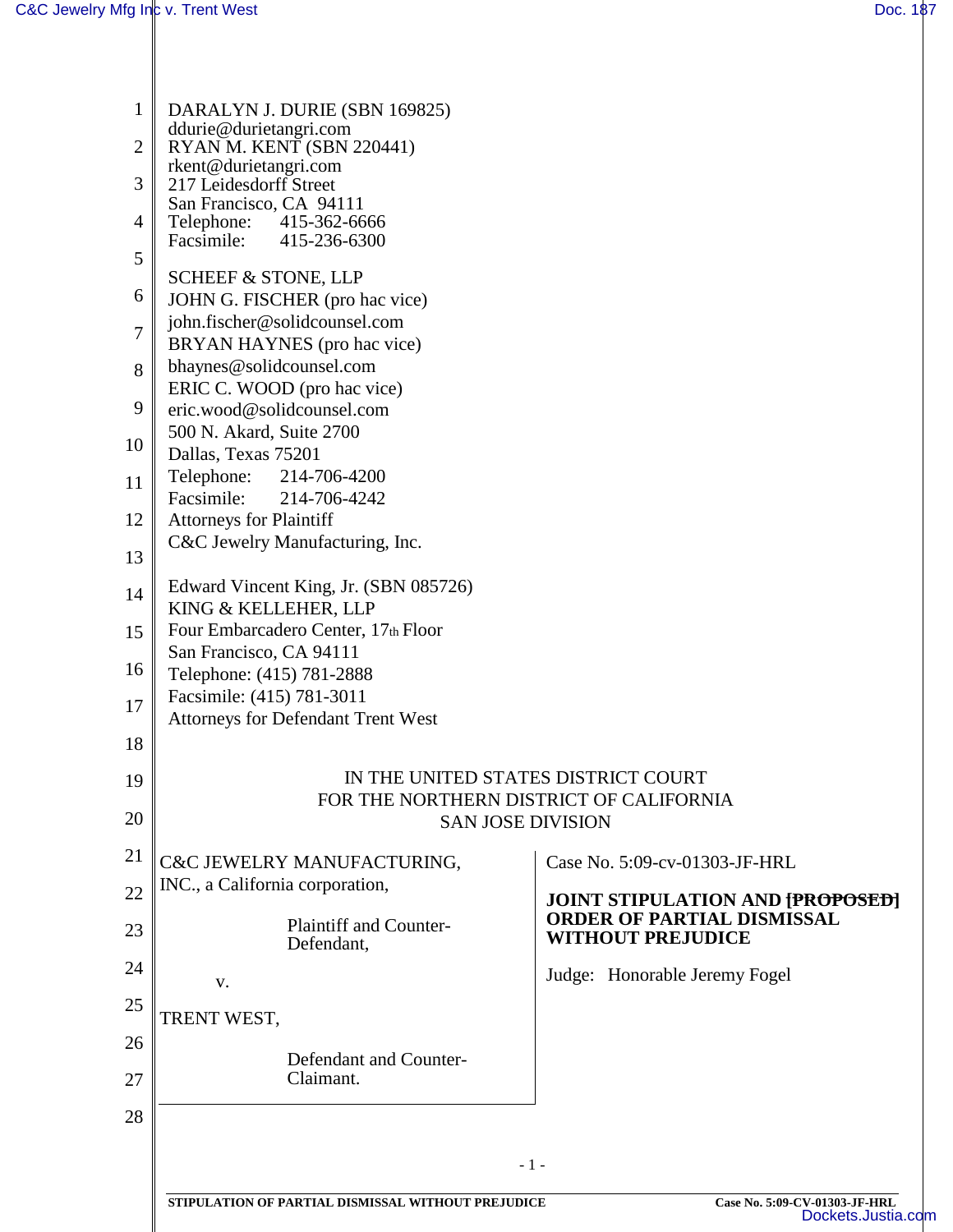DARALYN J. DURIE (SBN 169825)
ddurie@durietangri.com
RYAN M. KENT (SBN 220441)
rkent@durietangri.com
217 Leidesdorff Street
San Francisco, CA 94111
Telephone: 415-362-6666
Facsimile: 415-236-6300

SCHEEF & STONE, LLP
JOHN G. FISCHER (pro hac vice)
john.fischer@solidcounsel.com
BRYAN HAYNES (pro hac vice)
bhaynes@solidcounsel.com
ERIC C. WOOD (pro hac vice)
eric.wood@solidcounsel.com
500 N. Akard, Suite 2700
Dallas, Texas 75201
Telephone: 214-706-4200
Facsimile: 214-706-4242
Attorneys for Plaintiff
C&C Jewelry Manufacturing, Inc.

Edward Vincent King, Jr. (SBN 085726)
KING & KELLEHER, LLP
Four Embarcadero Center, 17th Floor
San Francisco, CA 94111
Telephone: (415) 781-2888
Facsimile: (415) 781-3011
Attorneys for Defendant Trent West

IN THE UNITED STATES DISTRICT COURT
FOR THE NORTHERN DISTRICT OF CALIFORNIA
SAN JOSE DIVISION

C&C JEWELRY MANUFACTURING, INC., a California corporation,

Plaintiff and Counter-Defendant,

v.

TRENT WEST,

Defendant and Counter-Claimant.

Case No. 5:09-cv-01303-JF-HRL

**JOINT STIPULATION AND ~~[PROPOSED]~~ ORDER OF PARTIAL DISMISSAL WITHOUT PREJUDICE**

Judge: Honorable Jeremy Fogel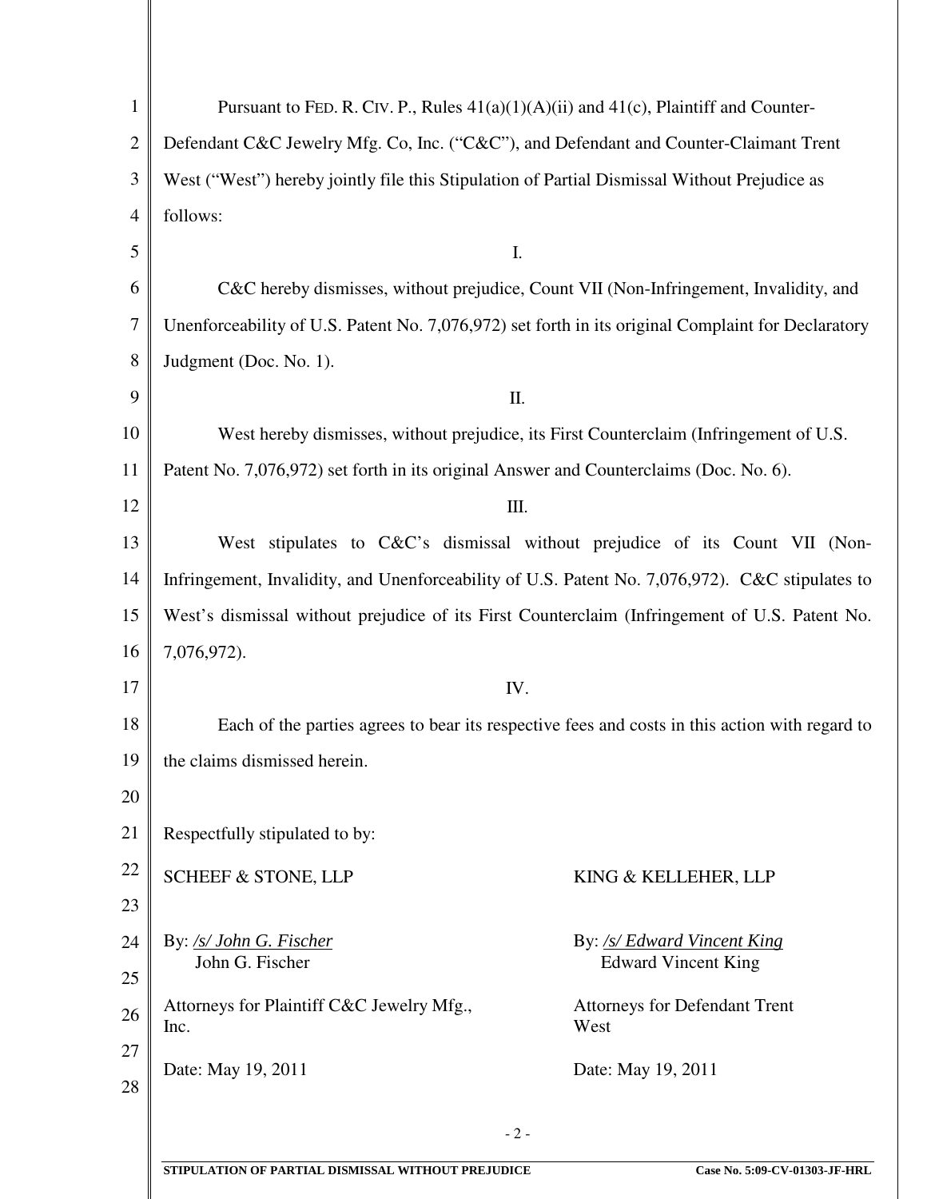Pursuant to FED. R. CIV. P., Rules 41(a)(1)(A)(ii) and 41(c), Plaintiff and Counter-Defendant C&C Jewelry Mfg. Co, Inc. ("C&C"), and Defendant and Counter-Claimant Trent West ("West") hereby jointly file this Stipulation of Partial Dismissal Without Prejudice as follows:

I.

C&C hereby dismisses, without prejudice, Count VII (Non-Infringement, Invalidity, and Unenforceability of U.S. Patent No. 7,076,972) set forth in its original Complaint for Declaratory Judgment (Doc. No. 1).

II.

West hereby dismisses, without prejudice, its First Counterclaim (Infringement of U.S. Patent No. 7,076,972) set forth in its original Answer and Counterclaims (Doc. No. 6).

III.

West stipulates to C&C's dismissal without prejudice of its Count VII (Non-Infringement, Invalidity, and Unenforceability of U.S. Patent No. 7,076,972). C&C stipulates to West's dismissal without prejudice of its First Counterclaim (Infringement of U.S. Patent No. 7,076,972).

IV.

Each of the parties agrees to bear its respective fees and costs in this action with regard to the claims dismissed herein.

Respectfully stipulated to by:

SCHEEF & STONE, LLP

By: _/s/ John G. Fischer_
John G. Fischer

Attorneys for Plaintiff C&C Jewelry Mfg., Inc.

Date: May 19, 2011

KING & KELLEHER, LLP

By: _/s/ Edward Vincent King_
Edward Vincent King

Attorneys for Defendant Trent West

Date: May 19, 2011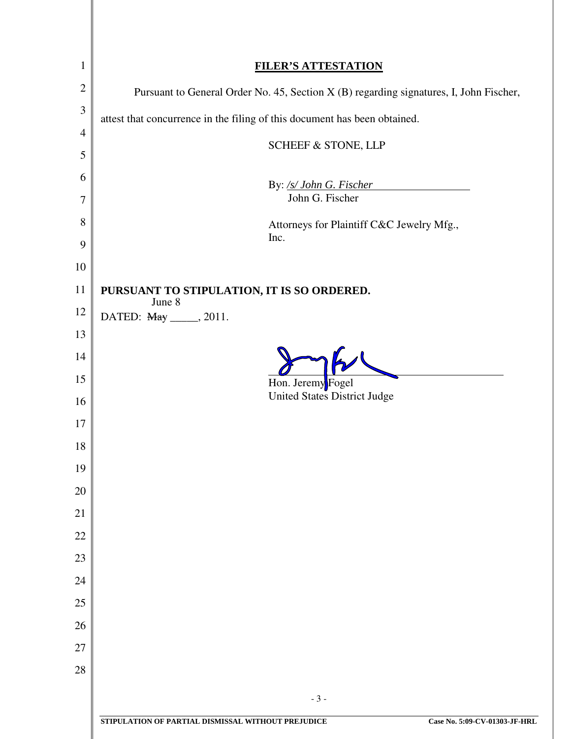## FILER'S ATTESTATION

Pursuant to General Order No. 45, Section X (B) regarding signatures, I, John Fischer, attest that concurrence in the filing of this document has been obtained.

SCHEEF & STONE, LLP

By: */s/ John G. Fischer*
John G. Fischer

Attorneys for Plaintiff C&C Jewelry Mfg., Inc.

**PURSUANT TO STIPULATION, IT IS SO ORDERED.**

DATED: ~~May~~ June 8, 2011.

Hon. Jeremy Fogel
United States District Judge

STIPULATION OF PARTIAL DISMISSAL WITHOUT PREJUDICE    Case No. 5:09-CV-01303-JF-HRL